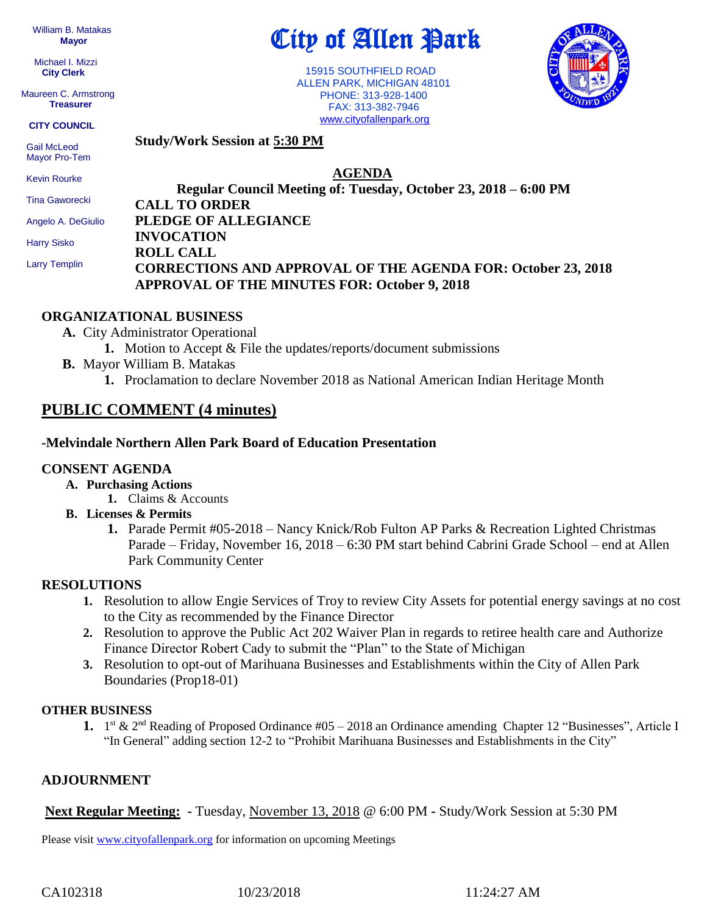William B. Matakas
**Mayor**

Michael I. Mizzi
**City Clerk**

Maureen C. Armstrong
**Treasurer**

**CITY COUNCIL**

Gail McLeod
Mayor Pro-Tem

Kevin Rourke

Tina Gaworecki

Angelo A. DeGiulio

Harry Sisko

Larry Templin

# City of Allen Park

15915 SOUTHFIELD ROAD
ALLEN PARK, MICHIGAN 48101
PHONE: 313-928-1400
FAX: 313-382-7946
www.cityofallenpark.org

**Study/Work Session at 5:30 PM**

## AGENDA

**Regular Council Meeting of: Tuesday, October 23, 2018 – 6:00 PM**

**CALL TO ORDER**
**PLEDGE OF ALLEGIANCE**
**INVOCATION**
**ROLL CALL**
**CORRECTIONS AND APPROVAL OF THE AGENDA FOR: October 23, 2018**
**APPROVAL OF THE MINUTES FOR: October 9, 2018**

### ORGANIZATIONAL BUSINESS

- **A.** City Administrator Operational
  1. Motion to Accept & File the updates/reports/document submissions
- **B.** Mayor William B. Matakas
  1. Proclamation to declare November 2018 as National American Indian Heritage Month

## PUBLIC COMMENT (4 minutes)

**-Melvindale Northern Allen Park Board of Education Presentation**

### CONSENT AGENDA

- **A. Purchasing Actions**
  1. Claims & Accounts
- **B. Licenses & Permits**
  1. Parade Permit #05-2018 – Nancy Knick/Rob Fulton AP Parks & Recreation Lighted Christmas Parade – Friday, November 16, 2018 – 6:30 PM start behind Cabrini Grade School – end at Allen Park Community Center

### RESOLUTIONS

1. Resolution to allow Engie Services of Troy to review City Assets for potential energy savings at no cost to the City as recommended by the Finance Director
2. Resolution to approve the Public Act 202 Waiver Plan in regards to retiree health care and Authorize Finance Director Robert Cady to submit the "Plan" to the State of Michigan
3. Resolution to opt-out of Marihuana Businesses and Establishments within the City of Allen Park Boundaries (Prop18-01)

### OTHER BUSINESS

1. 1st & 2nd Reading of Proposed Ordinance #05 – 2018 an Ordinance amending Chapter 12 "Businesses", Article I "In General" adding section 12-2 to "Prohibit Marihuana Businesses and Establishments in the City"

### ADJOURNMENT

**Next Regular Meeting:** - Tuesday, November 13, 2018 @ 6:00 PM - Study/Work Session at 5:30 PM

Please visit www.cityofallenpark.org for information on upcoming Meetings

CA102318 10/23/2018 11:24:27 AM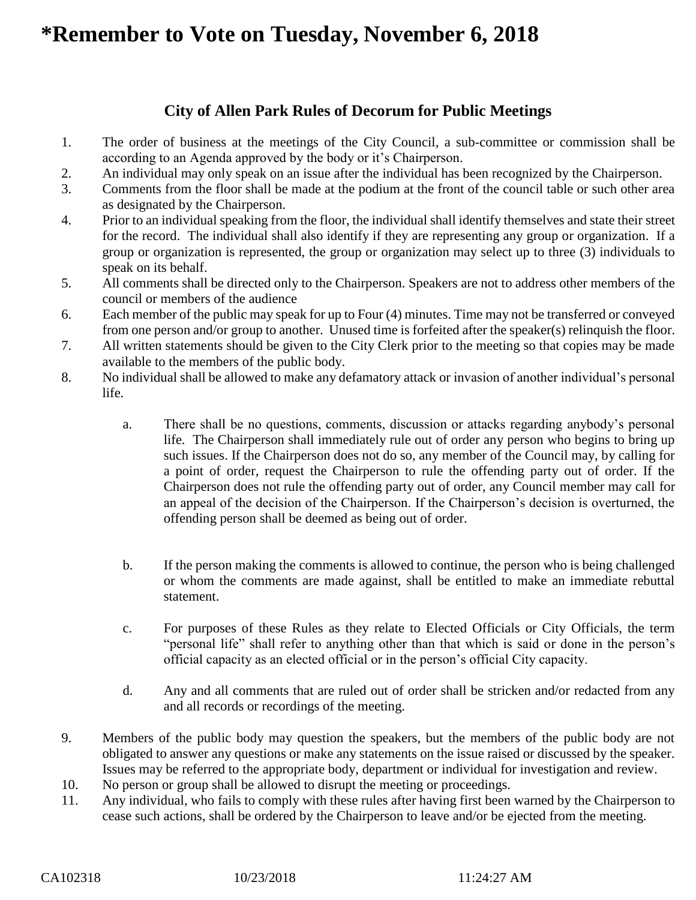# *Remember to Vote on Tuesday, November 6, 2018

## City of Allen Park Rules of Decorum for Public Meetings

1. The order of business at the meetings of the City Council, a sub-committee or commission shall be according to an Agenda approved by the body or it's Chairperson.
2. An individual may only speak on an issue after the individual has been recognized by the Chairperson.
3. Comments from the floor shall be made at the podium at the front of the council table or such other area as designated by the Chairperson.
4. Prior to an individual speaking from the floor, the individual shall identify themselves and state their street for the record. The individual shall also identify if they are representing any group or organization. If a group or organization is represented, the group or organization may select up to three (3) individuals to speak on its behalf.
5. All comments shall be directed only to the Chairperson. Speakers are not to address other members of the council or members of the audience
6. Each member of the public may speak for up to Four (4) minutes. Time may not be transferred or conveyed from one person and/or group to another. Unused time is forfeited after the speaker(s) relinquish the floor.
7. All written statements should be given to the City Clerk prior to the meeting so that copies may be made available to the members of the public body.
8. No individual shall be allowed to make any defamatory attack or invasion of another individual's personal life.

    a. There shall be no questions, comments, discussion or attacks regarding anybody's personal life. The Chairperson shall immediately rule out of order any person who begins to bring up such issues. If the Chairperson does not do so, any member of the Council may, by calling for a point of order, request the Chairperson to rule the offending party out of order. If the Chairperson does not rule the offending party out of order, any Council member may call for an appeal of the decision of the Chairperson. If the Chairperson's decision is overturned, the offending person shall be deemed as being out of order.

    b. If the person making the comments is allowed to continue, the person who is being challenged or whom the comments are made against, shall be entitled to make an immediate rebuttal statement.

    c. For purposes of these Rules as they relate to Elected Officials or City Officials, the term "personal life" shall refer to anything other than that which is said or done in the person's official capacity as an elected official or in the person's official City capacity.

    d. Any and all comments that are ruled out of order shall be stricken and/or redacted from any and all records or recordings of the meeting.

9. Members of the public body may question the speakers, but the members of the public body are not obligated to answer any questions or make any statements on the issue raised or discussed by the speaker. Issues may be referred to the appropriate body, department or individual for investigation and review.
10. No person or group shall be allowed to disrupt the meeting or proceedings.
11. Any individual, who fails to comply with these rules after having first been warned by the Chairperson to cease such actions, shall be ordered by the Chairperson to leave and/or be ejected from the meeting.

CA102318 10/23/2018 11:24:27 AM